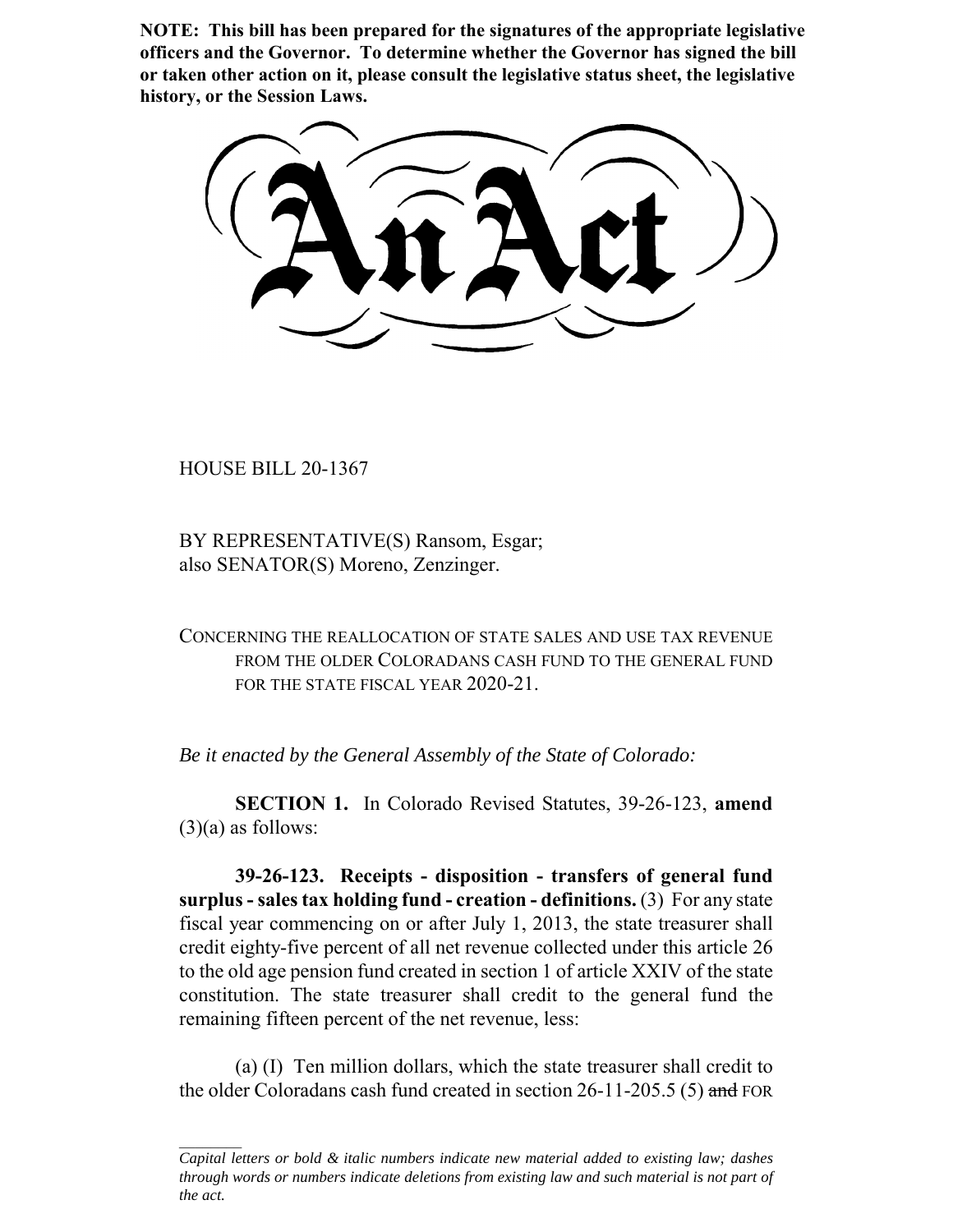**NOTE: This bill has been prepared for the signatures of the appropriate legislative officers and the Governor. To determine whether the Governor has signed the bill or taken other action on it, please consult the legislative status sheet, the legislative history, or the Session Laws.**

# An Act

HOUSE BILL 20-1367

BY REPRESENTATIVE(S) Ransom, Esgar;
also SENATOR(S) Moreno, Zenzinger.

CONCERNING THE REALLOCATION OF STATE SALES AND USE TAX REVENUE FROM THE OLDER COLORADANS CASH FUND TO THE GENERAL FUND FOR THE STATE FISCAL YEAR 2020-21.

*Be it enacted by the General Assembly of the State of Colorado:*

**SECTION 1.** In Colorado Revised Statutes, 39-26-123, **amend** (3)(a) as follows:

**39-26-123. Receipts - disposition - transfers of general fund surplus - sales tax holding fund - creation - definitions.** (3) For any state fiscal year commencing on or after July 1, 2013, the state treasurer shall credit eighty-five percent of all net revenue collected under this article 26 to the old age pension fund created in section 1 of article XXIV of the state constitution. The state treasurer shall credit to the general fund the remaining fifteen percent of the net revenue, less:

(a) (I) Ten million dollars, which the state treasurer shall credit to the older Coloradans cash fund created in section 26-11-205.5 (5) ~~and~~ FOR

---

*Capital letters or bold & italic numbers indicate new material added to existing law; dashes through words or numbers indicate deletions from existing law and such material is not part of the act.*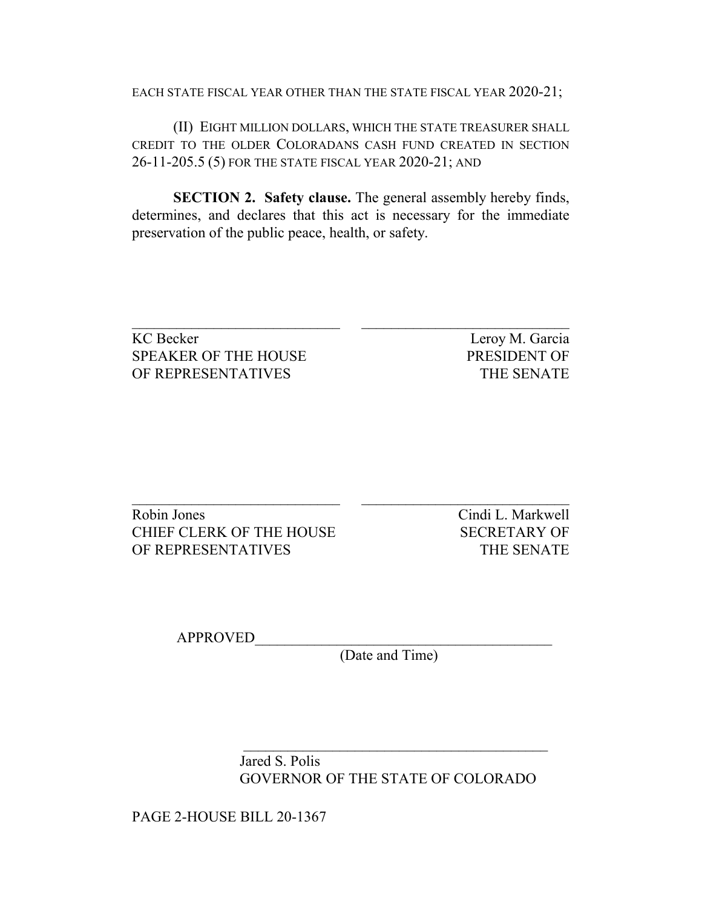EACH STATE FISCAL YEAR OTHER THAN THE STATE FISCAL YEAR 2020-21;

(II) EIGHT MILLION DOLLARS, WHICH THE STATE TREASURER SHALL CREDIT TO THE OLDER COLORADANS CASH FUND CREATED IN SECTION 26-11-205.5 (5) FOR THE STATE FISCAL YEAR 2020-21; AND

**SECTION 2. Safety clause.** The general assembly hereby finds, determines, and declares that this act is necessary for the immediate preservation of the public peace, health, or safety.

\_\_\_\_\_\_\_\_\_\_\_\_\_\_\_\_\_\_\_\_\_\_\_\_\_\_\_\_ \_\_\_\_\_\_\_\_\_\_\_\_\_\_\_\_\_\_\_\_\_\_\_\_\_\_\_\_

KC Becker
SPEAKER OF THE HOUSE
OF REPRESENTATIVES

Leroy M. Garcia
PRESIDENT OF
THE SENATE

\_\_\_\_\_\_\_\_\_\_\_\_\_\_\_\_\_\_\_\_\_\_\_\_\_\_\_\_ \_\_\_\_\_\_\_\_\_\_\_\_\_\_\_\_\_\_\_\_\_\_\_\_\_\_\_\_

Robin Jones
CHIEF CLERK OF THE HOUSE
OF REPRESENTATIVES

Cindi L. Markwell
SECRETARY OF
THE SENATE

APPROVED\_\_\_\_\_\_\_\_\_\_\_\_\_\_\_\_\_\_\_\_\_\_\_\_\_\_\_\_\_\_\_\_\_\_\_\_\_\_\_\_
(Date and Time)

\_\_\_\_\_\_\_\_\_\_\_\_\_\_\_\_\_\_\_\_\_\_\_\_\_\_\_\_\_\_\_\_\_\_\_\_\_\_\_\_\_\_

Jared S. Polis
GOVERNOR OF THE STATE OF COLORADO

PAGE 2-HOUSE BILL 20-1367